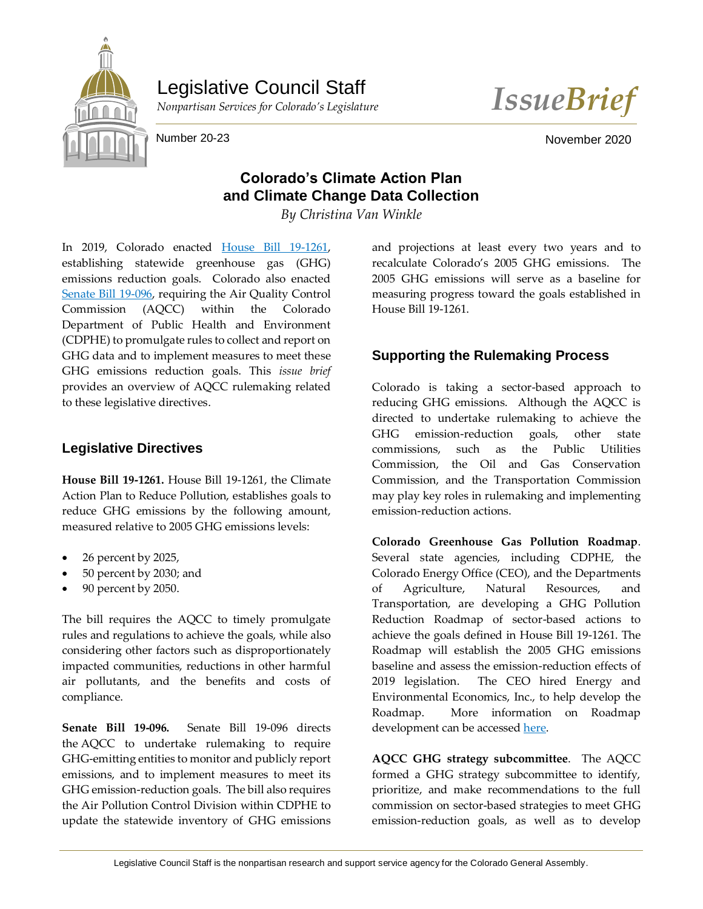Legislative Council Staff

*Nonpartisan Services for Colorado's Legislature*

*IssueBrief*

Number 20-23

November 2020

# Colorado's Climate Action Plan and Climate Change Data Collection

*By Christina Van Winkle*

In 2019, Colorado enacted House Bill 19-1261, establishing statewide greenhouse gas (GHG) emissions reduction goals. Colorado also enacted Senate Bill 19-096, requiring the Air Quality Control Commission (AQCC) within the Colorado Department of Public Health and Environment (CDPHE) to promulgate rules to collect and report on GHG data and to implement measures to meet these GHG emissions reduction goals. This *issue brief* provides an overview of AQCC rulemaking related to these legislative directives.

## Legislative Directives

**House Bill 19-1261.** House Bill 19-1261, the Climate Action Plan to Reduce Pollution, establishes goals to reduce GHG emissions by the following amount, measured relative to 2005 GHG emissions levels:

- 26 percent by 2025,
- 50 percent by 2030; and
- 90 percent by 2050.

The bill requires the AQCC to timely promulgate rules and regulations to achieve the goals, while also considering other factors such as disproportionately impacted communities, reductions in other harmful air pollutants, and the benefits and costs of compliance.

**Senate Bill 19-096.** Senate Bill 19-096 directs the AQCC to undertake rulemaking to require GHG-emitting entities to monitor and publicly report emissions, and to implement measures to meet its GHG emission-reduction goals. The bill also requires the Air Pollution Control Division within CDPHE to update the statewide inventory of GHG emissions and projections at least every two years and to recalculate Colorado's 2005 GHG emissions. The 2005 GHG emissions will serve as a baseline for measuring progress toward the goals established in House Bill 19-1261.

## Supporting the Rulemaking Process

Colorado is taking a sector-based approach to reducing GHG emissions. Although the AQCC is directed to undertake rulemaking to achieve the GHG emission-reduction goals, other state commissions, such as the Public Utilities Commission, the Oil and Gas Conservation Commission, and the Transportation Commission may play key roles in rulemaking and implementing emission-reduction actions.

**Colorado Greenhouse Gas Pollution Roadmap**. Several state agencies, including CDPHE, the Colorado Energy Office (CEO), and the Departments of Agriculture, Natural Resources, and Transportation, are developing a GHG Pollution Reduction Roadmap of sector-based actions to achieve the goals defined in House Bill 19-1261. The Roadmap will establish the 2005 GHG emissions baseline and assess the emission-reduction effects of 2019 legislation. The CEO hired Energy and Environmental Economics, Inc., to help develop the Roadmap. More information on Roadmap development can be accessed here.

**AQCC GHG strategy subcommittee**. The AQCC formed a GHG strategy subcommittee to identify, prioritize, and make recommendations to the full commission on sector-based strategies to meet GHG emission-reduction goals, as well as to develop

Legislative Council Staff is the nonpartisan research and support service agency for the Colorado General Assembly.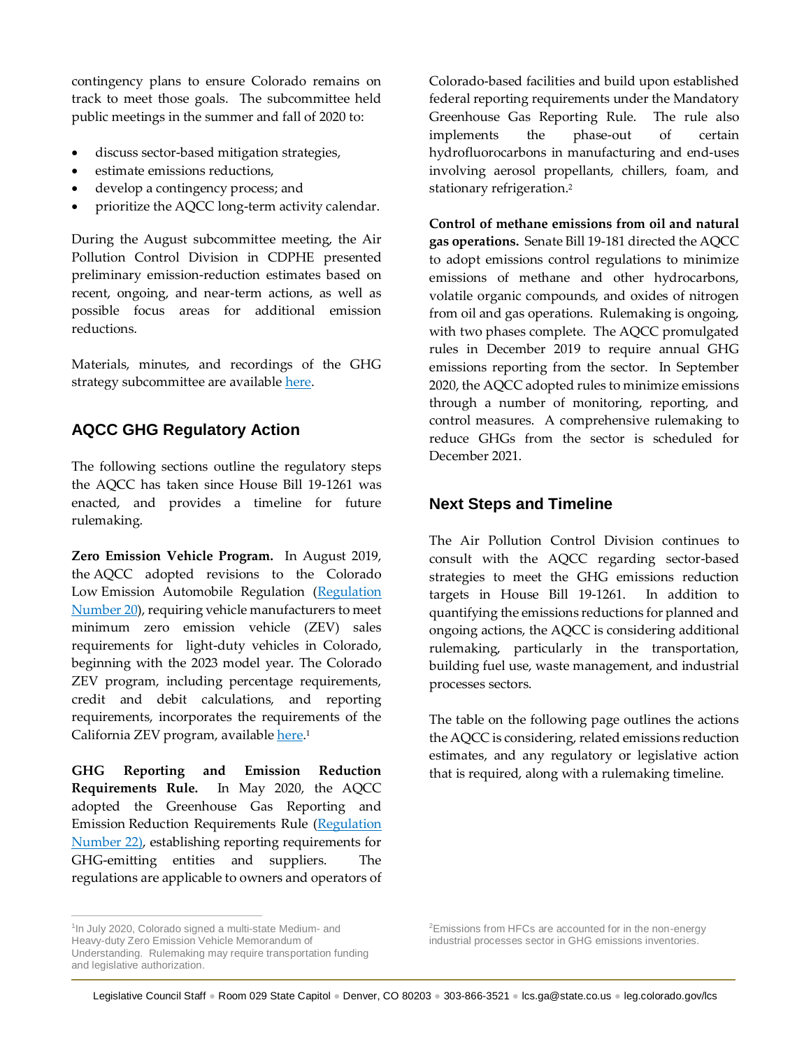contingency plans to ensure Colorado remains on track to meet those goals. The subcommittee held public meetings in the summer and fall of 2020 to:

- discuss sector-based mitigation strategies,
- estimate emissions reductions,
- develop a contingency process; and
- prioritize the AQCC long-term activity calendar.

During the August subcommittee meeting, the Air Pollution Control Division in CDPHE presented preliminary emission-reduction estimates based on recent, ongoing, and near-term actions, as well as possible focus areas for additional emission reductions.

Materials, minutes, and recordings of the GHG strategy subcommittee are available here.

## AQCC GHG Regulatory Action

The following sections outline the regulatory steps the AQCC has taken since House Bill 19-1261 was enacted, and provides a timeline for future rulemaking.

**Zero Emission Vehicle Program.** In August 2019, the AQCC adopted revisions to the Colorado Low Emission Automobile Regulation (Regulation Number 20), requiring vehicle manufacturers to meet minimum zero emission vehicle (ZEV) sales requirements for light-duty vehicles in Colorado, beginning with the 2023 model year. The Colorado ZEV program, including percentage requirements, credit and debit calculations, and reporting requirements, incorporates the requirements of the California ZEV program, available here.[1]

**GHG Reporting and Emission Reduction Requirements Rule.** In May 2020, the AQCC adopted the Greenhouse Gas Reporting and Emission Reduction Requirements Rule (Regulation Number 22), establishing reporting requirements for GHG-emitting entities and suppliers. The regulations are applicable to owners and operators of Colorado-based facilities and build upon established federal reporting requirements under the Mandatory Greenhouse Gas Reporting Rule. The rule also implements the phase-out of certain hydrofluorocarbons in manufacturing and end-uses involving aerosol propellants, chillers, foam, and stationary refrigeration.[2]

**Control of methane emissions from oil and natural gas operations.** Senate Bill 19-181 directed the AQCC to adopt emissions control regulations to minimize emissions of methane and other hydrocarbons, volatile organic compounds, and oxides of nitrogen from oil and gas operations. Rulemaking is ongoing, with two phases complete. The AQCC promulgated rules in December 2019 to require annual GHG emissions reporting from the sector. In September 2020, the AQCC adopted rules to minimize emissions through a number of monitoring, reporting, and control measures. A comprehensive rulemaking to reduce GHGs from the sector is scheduled for December 2021.

## Next Steps and Timeline

The Air Pollution Control Division continues to consult with the AQCC regarding sector-based strategies to meet the GHG emissions reduction targets in House Bill 19-1261. In addition to quantifying the emissions reductions for planned and ongoing actions, the AQCC is considering additional rulemaking, particularly in the transportation, building fuel use, waste management, and industrial processes sectors.

The table on the following page outlines the actions the AQCC is considering, related emissions reduction estimates, and any regulatory or legislative action that is required, along with a rulemaking timeline.

---

[1] In July 2020, Colorado signed a multi-state Medium- and Heavy-duty Zero Emission Vehicle Memorandum of Understanding. Rulemaking may require transportation funding and legislative authorization.

[2] Emissions from HFCs are accounted for in the non-energy industrial processes sector in GHG emissions inventories.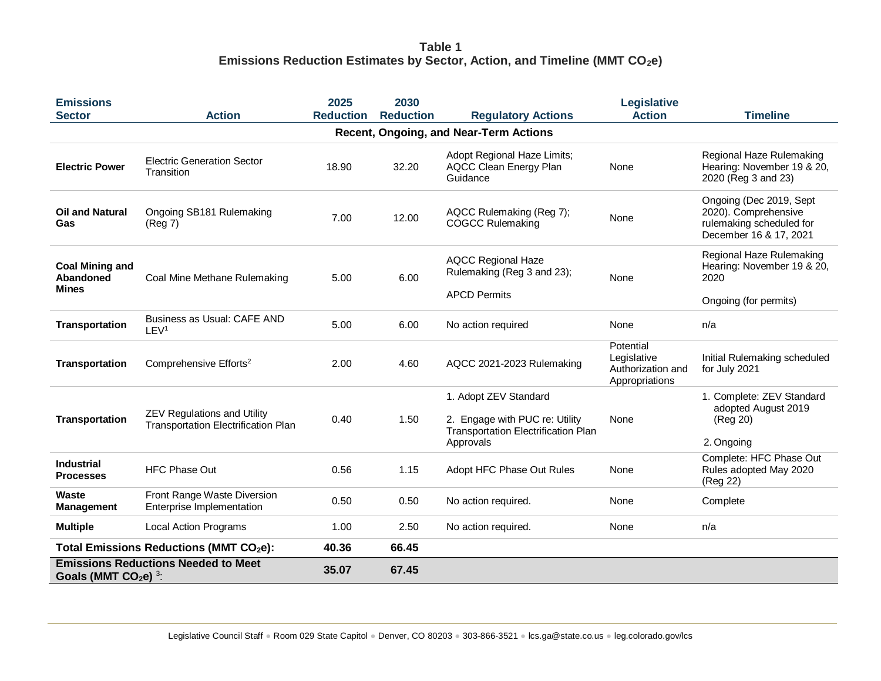**Table 1**
**Emissions Reduction Estimates by Sector, Action, and Timeline (MMT $CO_2e$)**

| Emissions Sector | Action | 2025 Reduction | 2030 Reduction | Regulatory Actions | Legislative Action | Timeline |
|---|---|---|---|---|---|---|
| **Recent, Ongoing, and Near-Term Actions** | | | | | | |
| **Electric Power** | Electric Generation Sector Transition | 18.90 | 32.20 | Adopt Regional Haze Limits; AQCC Clean Energy Plan Guidance | None | Regional Haze Rulemaking Hearing: November 19 & 20, 2020 (Reg 3 and 23) |
| **Oil and Natural Gas** | Ongoing SB181 Rulemaking (Reg 7) | 7.00 | 12.00 | AQCC Rulemaking (Reg 7); COGCC Rulemaking | None | Ongoing (Dec 2019, Sept 2020). Comprehensive rulemaking scheduled for December 16 & 17, 2021 |
| **Coal Mining and Abandoned Mines** | Coal Mine Methane Rulemaking | 5.00 | 6.00 | AQCC Regional Haze Rulemaking (Reg 3 and 23); APCD Permits | None | Regional Haze Rulemaking Hearing: November 19 & 20, 2020 Ongoing (for permits) |
| **Transportation** | Business as Usual: CAFE AND LEV[1] | 5.00 | 6.00 | No action required | None | n/a |
| **Transportation** | Comprehensive Efforts[2] | 2.00 | 4.60 | AQCC 2021-2023 Rulemaking | Potential Legislative Authorization and Appropriations | Initial Rulemaking scheduled for July 2021 |
| **Transportation** | ZEV Regulations and Utility Transportation Electrification Plan | 0.40 | 1.50 | 1. Adopt ZEV Standard 2. Engage with PUC re: Utility Transportation Electrification Plan Approvals | None | 1. Complete: ZEV Standard adopted August 2019 (Reg 20) 2. Ongoing |
| **Industrial Processes** | HFC Phase Out | 0.56 | 1.15 | Adopt HFC Phase Out Rules | None | Complete: HFC Phase Out Rules adopted May 2020 (Reg 22) |
| **Waste Management** | Front Range Waste Diversion Enterprise Implementation | 0.50 | 0.50 | No action required. | None | Complete |
| **Multiple** | Local Action Programs | 1.00 | 2.50 | No action required. | None | n/a |
| **Total Emissions Reductions (MMT $CO_2e$):** | | **40.36** | **66.45** | | | |
| **Emissions Reductions Needed to Meet Goals (MMT $CO_2e$)** [3]: | | **35.07** | **67.45** | | | |

Legislative Council Staff ● Room 029 State Capitol ● Denver, CO 80203 ● 303-866-3521 ● lcs.ga@state.co.us ● leg.colorado.gov/lcs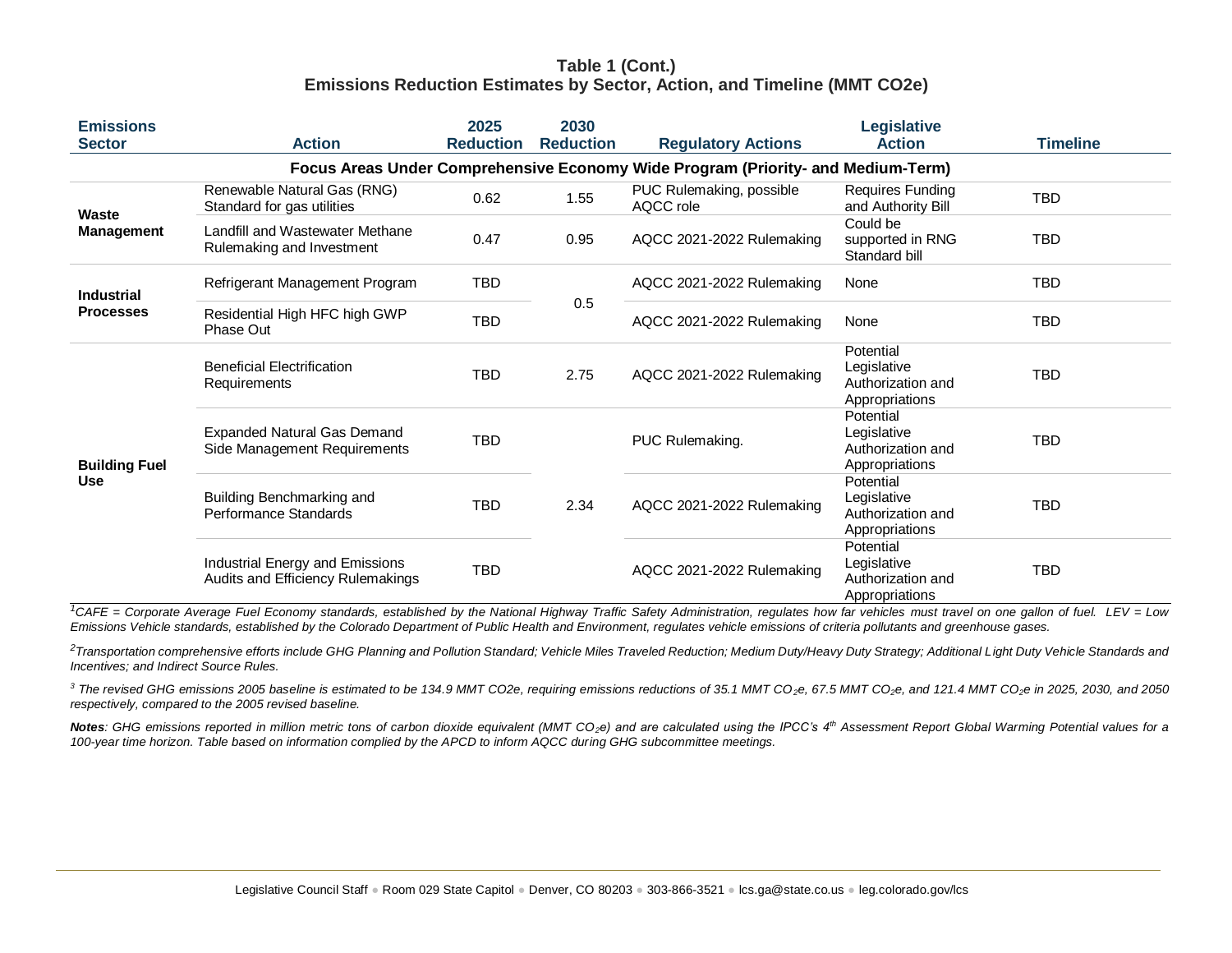**Table 1 (Cont.)**
**Emissions Reduction Estimates by Sector, Action, and Timeline (MMT CO2e)**

| Emissions Sector | Action | 2025 Reduction | 2030 Reduction | Regulatory Actions | Legislative Action | Timeline |
|---|---|---|---|---|---|---|
| **Focus Areas Under Comprehensive Economy Wide Program (Priority- and Medium-Term)** | | | | | | |
| **Waste Management** | Renewable Natural Gas (RNG) Standard for gas utilities | 0.62 | 1.55 | PUC Rulemaking, possible AQCC role | Requires Funding and Authority Bill | TBD |
| | Landfill and Wastewater Methane Rulemaking and Investment | 0.47 | 0.95 | AQCC 2021-2022 Rulemaking | Could be supported in RNG Standard bill | TBD |
| **Industrial Processes** | Refrigerant Management Program | TBD | 0.5 | AQCC 2021-2022 Rulemaking | None | TBD |
| | Residential High HFC high GWP Phase Out | TBD | | AQCC 2021-2022 Rulemaking | None | TBD |
| **Building Fuel Use** | Beneficial Electrification Requirements | TBD | 2.75 | AQCC 2021-2022 Rulemaking | Potential Legislative Authorization and Appropriations | TBD |
| | Expanded Natural Gas Demand Side Management Requirements | TBD | 2.34 | PUC Rulemaking. | Potential Legislative Authorization and Appropriations | TBD |
| | Building Benchmarking and Performance Standards | TBD | | AQCC 2021-2022 Rulemaking | Potential Legislative Authorization and Appropriations | TBD |
| | Industrial Energy and Emissions Audits and Efficiency Rulemakings | TBD | | AQCC 2021-2022 Rulemaking | Potential Legislative Authorization and Appropriations | TBD |

*[1]CAFE = Corporate Average Fuel Economy standards, established by the National Highway Traffic Safety Administration, regulates how far vehicles must travel on one gallon of fuel. LEV = Low Emissions Vehicle standards, established by the Colorado Department of Public Health and Environment, regulates vehicle emissions of criteria pollutants and greenhouse gases.*

*[2]Transportation comprehensive efforts include GHG Planning and Pollution Standard; Vehicle Miles Traveled Reduction; Medium Duty/Heavy Duty Strategy; Additional Light Duty Vehicle Standards and Incentives; and Indirect Source Rules.*

*[3] The revised GHG emissions 2005 baseline is estimated to be 134.9 MMT CO2e, requiring emissions reductions of 35.1 MMT $CO_2e$, 67.5 MMT $CO_2e$, and 121.4 MMT $CO_2e$ in 2025, 2030, and 2050 respectively, compared to the 2005 revised baseline.*

***Notes**: GHG emissions reported in million metric tons of carbon dioxide equivalent (MMT $CO_2e$) and are calculated using the IPCC's 4th Assessment Report Global Warming Potential values for a 100-year time horizon. Table based on information complied by the APCD to inform AQCC during GHG subcommittee meetings.*

Legislative Council Staff ● Room 029 State Capitol ● Denver, CO 80203 ● 303-866-3521 ● lcs.ga@state.co.us ● leg.colorado.gov/lcs